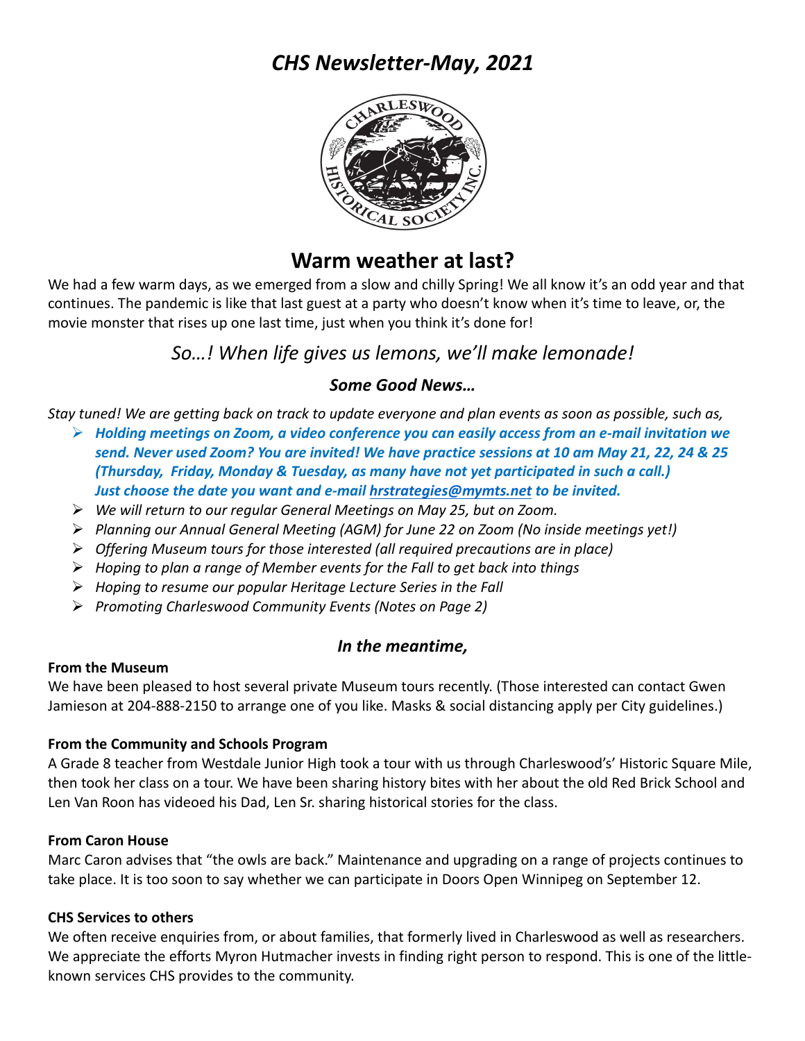# *CHS Newsletter-May, 2021*

## Warm weather at last?

We had a few warm days, as we emerged from a slow and chilly Spring! We all know it's an odd year and that continues. The pandemic is like that last guest at a party who doesn't know when it's time to leave, or, the movie monster that rises up one last time, just when you think it's done for!

### *So…! When life gives us lemons, we'll make lemonade!*

### ***Some Good News…***

*Stay tuned! We are getting back on track to update everyone and plan events as soon as possible, such as,*

- ***Holding meetings on Zoom, a video conference you can easily access from an e-mail invitation we send. Never used Zoom? You are invited! We have practice sessions at 10 am May 21, 22, 24 & 25 (Thursday, Friday, Monday & Tuesday, as many have not yet participated in such a call.) Just choose the date you want and e-mail hrstrategies@mymts.net to be invited.***
- *We will return to our regular General Meetings on May 25, but on Zoom.*
- *Planning our Annual General Meeting (AGM) for June 22 on Zoom (No inside meetings yet!)*
- *Offering Museum tours for those interested (all required precautions are in place)*
- *Hoping to plan a range of Member events for the Fall to get back into things*
- *Hoping to resume our popular Heritage Lecture Series in the Fall*
- *Promoting Charleswood Community Events (Notes on Page 2)*

### ***In the meantime,***

**From the Museum**

We have been pleased to host several private Museum tours recently. (Those interested can contact Gwen Jamieson at 204-888-2150 to arrange one of you like. Masks & social distancing apply per City guidelines.)

**From the Community and Schools Program**

A Grade 8 teacher from Westdale Junior High took a tour with us through Charleswood's' Historic Square Mile, then took her class on a tour. We have been sharing history bites with her about the old Red Brick School and Len Van Roon has videoed his Dad, Len Sr. sharing historical stories for the class.

**From Caron House**

Marc Caron advises that "the owls are back." Maintenance and upgrading on a range of projects continues to take place. It is too soon to say whether we can participate in Doors Open Winnipeg on September 12.

**CHS Services to others**

We often receive enquiries from, or about families, that formerly lived in Charleswood as well as researchers. We appreciate the efforts Myron Hutmacher invests in finding right person to respond. This is one of the little-known services CHS provides to the community.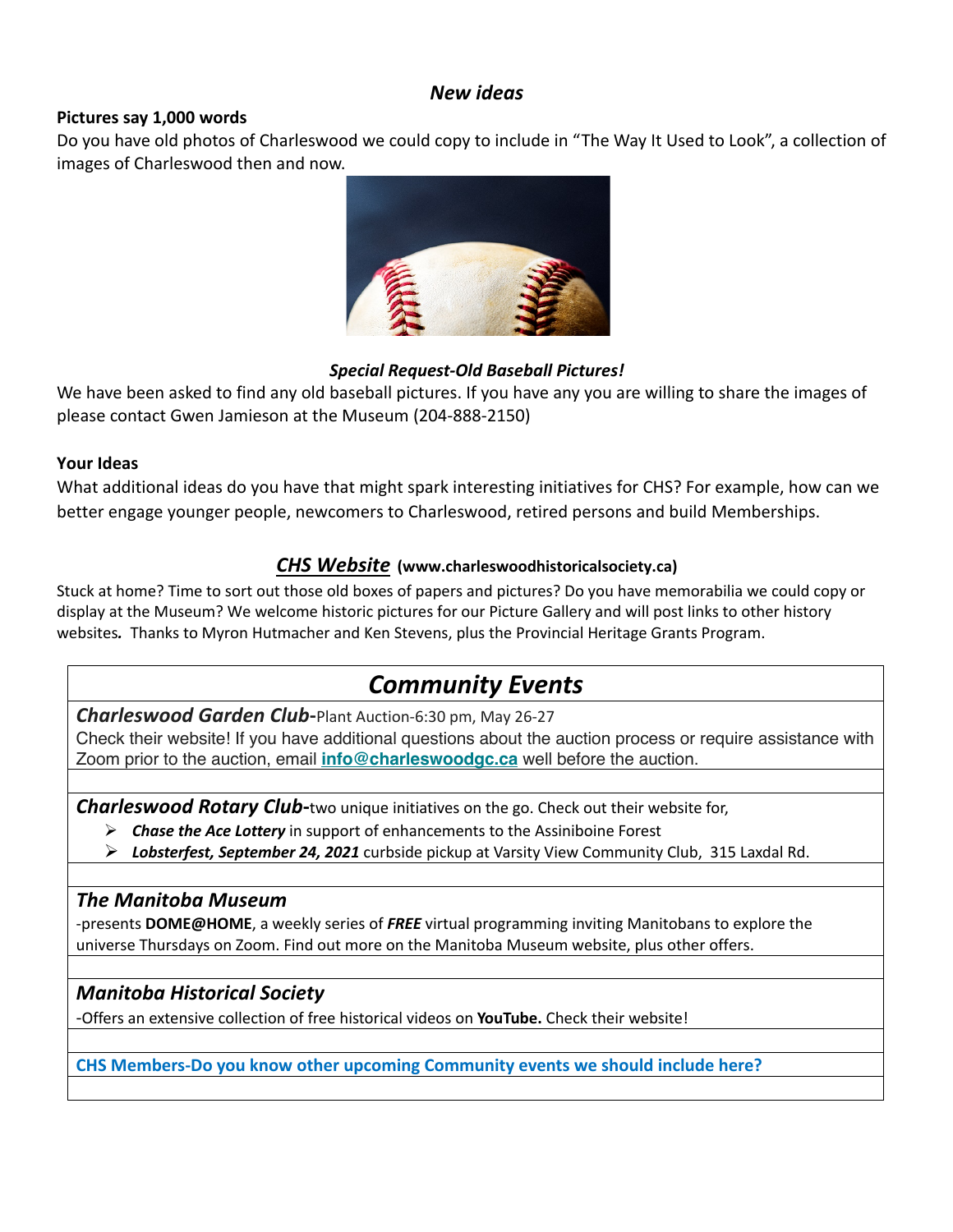## *New ideas*

**Pictures say 1,000 words**

Do you have old photos of Charleswood we could copy to include in "The Way It Used to Look", a collection of images of Charleswood then and now.

***Special Request-Old Baseball Pictures!***

We have been asked to find any old baseball pictures. If you have any you are willing to share the images of please contact Gwen Jamieson at the Museum (204-888-2150)

**Your Ideas**

What additional ideas do you have that might spark interesting initiatives for CHS? For example, how can we better engage younger people, newcomers to Charleswood, retired persons and build Memberships.

## *CHS Website* (www.charleswoodhistoricalsociety.ca)

Stuck at home? Time to sort out those old boxes of papers and pictures? Do you have memorabilia we could copy or display at the Museum? We welcome historic pictures for our Picture Gallery and will post links to other history websites. Thanks to Myron Hutmacher and Ken Stevens, plus the Provincial Heritage Grants Program.

## *Community Events*

***Charleswood Garden Club***-Plant Auction-6:30 pm, May 26-27

Check their website! If you have additional questions about the auction process or require assistance with Zoom prior to the auction, email **info@charleswoodgc.ca** well before the auction.

***Charleswood Rotary Club***-two unique initiatives on the go. Check out their website for,

- ***Chase the Ace Lottery*** in support of enhancements to the Assiniboine Forest
- ***Lobsterfest, September 24, 2021*** curbside pickup at Varsity View Community Club, 315 Laxdal Rd.

***The Manitoba Museum***

-presents **DOME@HOME**, a weekly series of ***FREE*** virtual programming inviting Manitobans to explore the universe Thursdays on Zoom. Find out more on the Manitoba Museum website, plus other offers.

***Manitoba Historical Society***

-Offers an extensive collection of free historical videos on **YouTube.** Check their website!

**CHS Members-Do you know other upcoming Community events we should include here?**